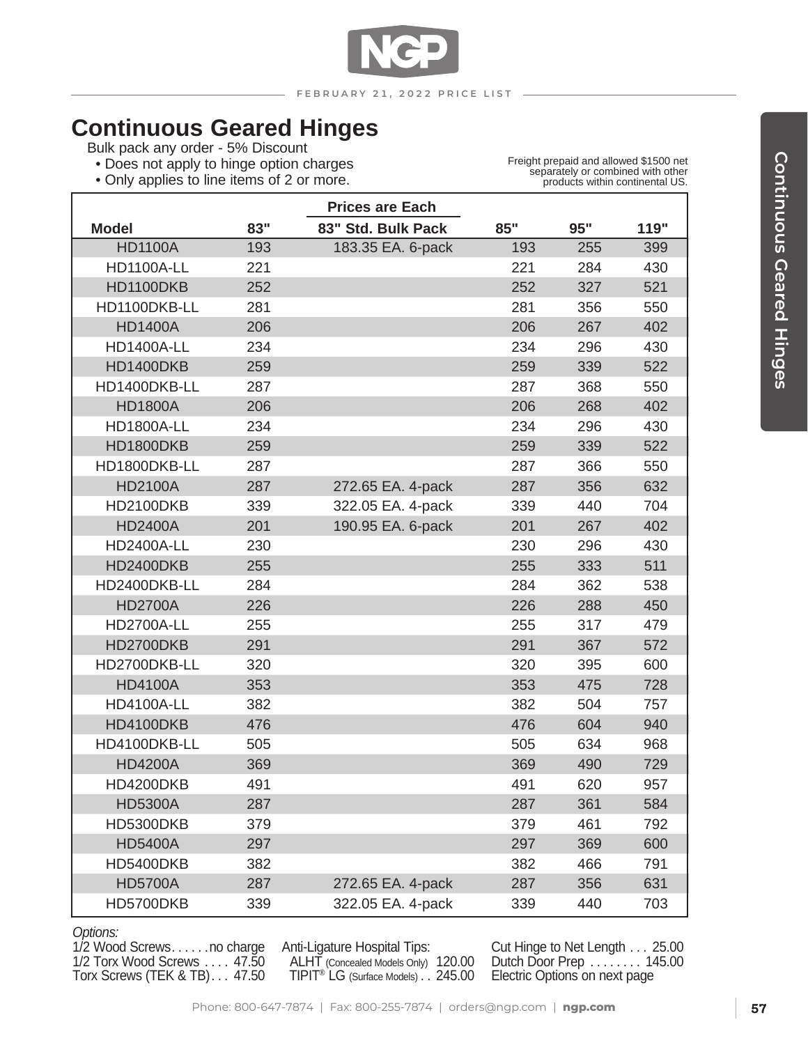## Continuous Geared Hinges

Bulk pack any order - 5% Discount

- Does not apply to hinge option charges
- Only applies to line items of 2 or more.

Freight prepaid and allowed $1500 net separately or combined with other products within continental US.

| Model | 83" | Prices are Each<br>83" Std. Bulk Pack | 85" | 95" | 119" |
|---|---|---|---|---|---|
| HD1100A | 193 | 183.35 EA. 6-pack | 193 | 255 | 399 |
| HD1100A-LL | 221 | | 221 | 284 | 430 |
| HD1100DKB | 252 | | 252 | 327 | 521 |
| HD1100DKB-LL | 281 | | 281 | 356 | 550 |
| HD1400A | 206 | | 206 | 267 | 402 |
| HD1400A-LL | 234 | | 234 | 296 | 430 |
| HD1400DKB | 259 | | 259 | 339 | 522 |
| HD1400DKB-LL | 287 | | 287 | 368 | 550 |
| HD1800A | 206 | | 206 | 268 | 402 |
| HD1800A-LL | 234 | | 234 | 296 | 430 |
| HD1800DKB | 259 | | 259 | 339 | 522 |
| HD1800DKB-LL | 287 | | 287 | 366 | 550 |
| HD2100A | 287 | 272.65 EA. 4-pack | 287 | 356 | 632 |
| HD2100DKB | 339 | 322.05 EA. 4-pack | 339 | 440 | 704 |
| HD2400A | 201 | 190.95 EA. 6-pack | 201 | 267 | 402 |
| HD2400A-LL | 230 | | 230 | 296 | 430 |
| HD2400DKB | 255 | | 255 | 333 | 511 |
| HD2400DKB-LL | 284 | | 284 | 362 | 538 |
| HD2700A | 226 | | 226 | 288 | 450 |
| HD2700A-LL | 255 | | 255 | 317 | 479 |
| HD2700DKB | 291 | | 291 | 367 | 572 |
| HD2700DKB-LL | 320 | | 320 | 395 | 600 |
| HD4100A | 353 | | 353 | 475 | 728 |
| HD4100A-LL | 382 | | 382 | 504 | 757 |
| HD4100DKB | 476 | | 476 | 604 | 940 |
| HD4100DKB-LL | 505 | | 505 | 634 | 968 |
| HD4200A | 369 | | 369 | 490 | 729 |
| HD4200DKB | 491 | | 491 | 620 | 957 |
| HD5300A | 287 | | 287 | 361 | 584 |
| HD5300DKB | 379 | | 379 | 461 | 792 |
| HD5400A | 297 | | 297 | 369 | 600 |
| HD5400DKB | 382 | | 382 | 466 | 791 |
| HD5700A | 287 | 272.65 EA. 4-pack | 287 | 356 | 631 |
| HD5700DKB | 339 | 322.05 EA. 4-pack | 339 | 440 | 703 |

*Options:*

1/2 Wood Screws. . . . . .no charge
1/2 Torx Wood Screws . . . . 47.50
Torx Screws (TEK & TB) . . . 47.50

Anti-Ligature Hospital Tips:
ALHT (Concealed Models Only) 120.00
TIPIT® LG (Surface Models) . . 245.00

Cut Hinge to Net Length . . . 25.00
Dutch Door Prep . . . . . . . . 145.00
Electric Options on next page

Phone: 800-647-7874 | Fax: 800-255-7874 | orders@ngp.com | **ngp.com**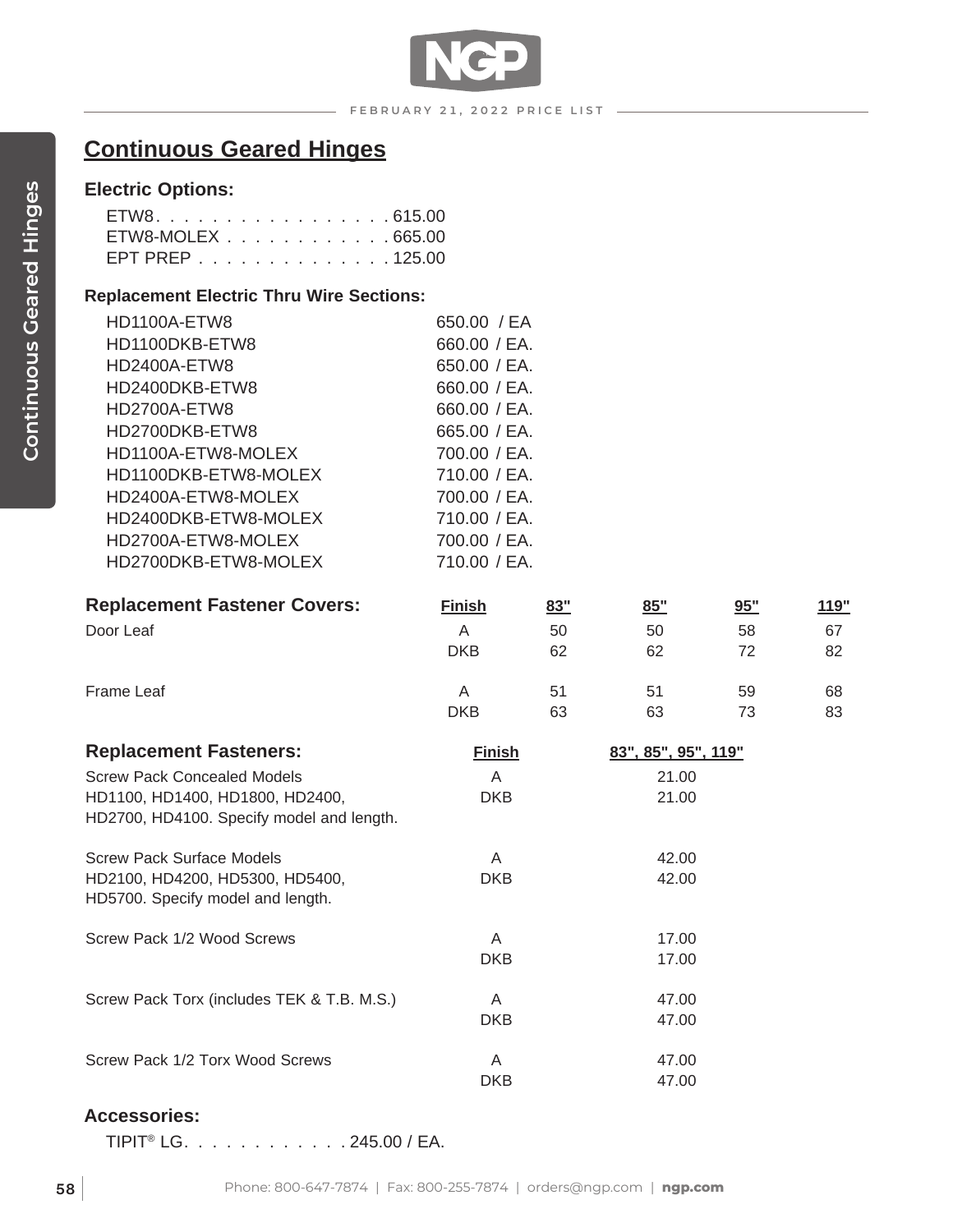## Continuous Geared Hinges

### Electric Options:

ETW8. . . . . . . . . . . . . . . . . 615.00
ETW8-MOLEX . . . . . . . . . . . . 665.00
EPT PREP . . . . . . . . . . . . . . 125.00

### Replacement Electric Thru Wire Sections:

| | |
|---|---|
| HD1100A-ETW8 | 650.00 / EA |
| HD1100DKB-ETW8 | 660.00 / EA. |
| HD2400A-ETW8 | 650.00 / EA. |
| HD2400DKB-ETW8 | 660.00 / EA. |
| HD2700A-ETW8 | 660.00 / EA. |
| HD2700DKB-ETW8 | 665.00 / EA. |
| HD1100A-ETW8-MOLEX | 700.00 / EA. |
| HD1100DKB-ETW8-MOLEX | 710.00 / EA. |
| HD2400A-ETW8-MOLEX | 700.00 / EA. |
| HD2400DKB-ETW8-MOLEX | 710.00 / EA. |
| HD2700A-ETW8-MOLEX | 700.00 / EA. |
| HD2700DKB-ETW8-MOLEX | 710.00 / EA. |

| Replacement Fastener Covers: | Finish | 83" | 85" | 95" | 119" |
|---|---|---|---|---|---|
| Door Leaf | A | 50 | 50 | 58 | 67 |
| | DKB | 62 | 62 | 72 | 82 |
| Frame Leaf | A | 51 | 51 | 59 | 68 |
| | DKB | 63 | 63 | 73 | 83 |

| Replacement Fasteners: | Finish | 83", 85", 95", 119" |
|---|---|---|
| Screw Pack Concealed Models HD1100, HD1400, HD1800, HD2400, HD2700, HD4100. Specify model and length. | A | 21.00 |
| | DKB | 21.00 |
| Screw Pack Surface Models HD2100, HD4200, HD5300, HD5400, HD5700. Specify model and length. | A | 42.00 |
| | DKB | 42.00 |
| Screw Pack 1/2 Wood Screws | A | 17.00 |
| | DKB | 17.00 |
| Screw Pack Torx (includes TEK & T.B. M.S.) | A | 47.00 |
| | DKB | 47.00 |
| Screw Pack 1/2 Torx Wood Screws | A | 47.00 |
| | DKB | 47.00 |

### Accessories:

TIPIT® LG. . . . . . . . . . . . 245.00 / EA.